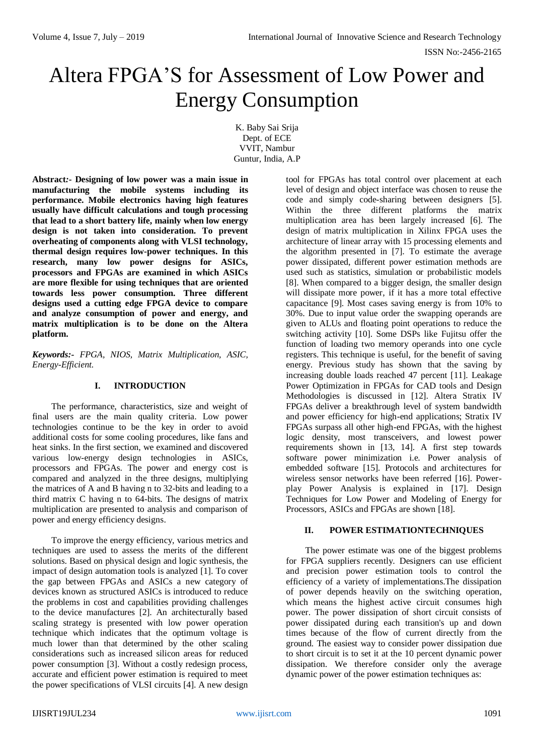# Altera FPGA'S for Assessment of Low Power and Energy Consumption

K. Baby Sai Srija
Dept. of ECE
VVIT, Nambur
Guntur, India, A.P

**Abstract:- Designing of low power was a main issue in manufacturing the mobile systems including its performance. Mobile electronics having high features usually have difficult calculations and tough processing that lead to a short battery life, mainly when low energy design is not taken into consideration. To prevent overheating of components along with VLSI technology, thermal design requires low-power techniques. In this research, many low power designs for ASICs, processors and FPGAs are examined in which ASICs are more flexible for using techniques that are oriented towards less power consumption. Three different designs used a cutting edge FPGA device to compare and analyze consumption of power and energy, and matrix multiplication is to be done on the Altera platform.**

***Keywords:-** FPGA, NIOS, Matrix Multiplication, ASIC, Energy-Efficient.*

## I. INTRODUCTION

The performance, characteristics, size and weight of final users are the main quality criteria. Low power technologies continue to be the key in order to avoid additional costs for some cooling procedures, like fans and heat sinks. In the first section, we examined and discovered various low-energy design technologies in ASICs, processors and FPGAs. The power and energy cost is compared and analyzed in the three designs, multiplying the matrices of A and B having n to 32-bits and leading to a third matrix C having n to 64-bits. The designs of matrix multiplication are presented to analysis and comparison of power and energy efficiency designs.

To improve the energy efficiency, various metrics and techniques are used to assess the merits of the different solutions. Based on physical design and logic synthesis, the impact of design automation tools is analyzed [1]. To cover the gap between FPGAs and ASICs a new category of devices known as structured ASICs is introduced to reduce the problems in cost and capabilities providing challenges to the device manufactures [2]. An architecturally based scaling strategy is presented with low power operation technique which indicates that the optimum voltage is much lower than that determined by the other scaling considerations such as increased silicon areas for reduced power consumption [3]. Without a costly redesign process, accurate and efficient power estimation is required to meet the power specifications of VLSI circuits [4]. A new design tool for FPGAs has total control over placement at each level of design and object interface was chosen to reuse the code and simply code-sharing between designers [5]. Within the three different platforms the matrix multiplication area has been largely increased [6]. The design of matrix multiplication in Xilinx FPGA uses the architecture of linear array with 15 processing elements and the algorithm presented in [7]. To estimate the average power dissipated, different power estimation methods are used such as statistics, simulation or probabilistic models [8]. When compared to a bigger design, the smaller design will dissipate more power, if it has a more total effective capacitance [9]. Most cases saving energy is from 10% to 30%. Due to input value order the swapping operands are given to ALUs and floating point operations to reduce the switching activity [10]. Some DSPs like Fujitsu offer the function of loading two memory operands into one cycle registers. This technique is useful, for the benefit of saving energy. Previous study has shown that the saving by increasing double loads reached 47 percent [11]. Leakage Power Optimization in FPGAs for CAD tools and Design Methodologies is discussed in [12]. Altera Stratix IV FPGAs deliver a breakthrough level of system bandwidth and power efficiency for high-end applications; Stratix IV FPGAs surpass all other high-end FPGAs, with the highest logic density, most transceivers, and lowest power requirements shown in [13, 14]. A first step towards software power minimization i.e. Power analysis of embedded software [15]. Protocols and architectures for wireless sensor networks have been referred [16]. Power-play Power Analysis is explained in [17]. Design Techniques for Low Power and Modeling of Energy for Processors, ASICs and FPGAs are shown [18].

## II. POWER ESTIMATIONTECHNIQUES

The power estimate was one of the biggest problems for FPGA suppliers recently. Designers can use efficient and precision power estimation tools to control the efficiency of a variety of implementations.The dissipation of power depends heavily on the switching operation, which means the highest active circuit consumes high power. The power dissipation of short circuit consists of power dissipated during each transition's up and down times because of the flow of current directly from the ground. The easiest way to consider power dissipation due to short circuit is to set it at the 10 percent dynamic power dissipation. We therefore consider only the average dynamic power of the power estimation techniques as: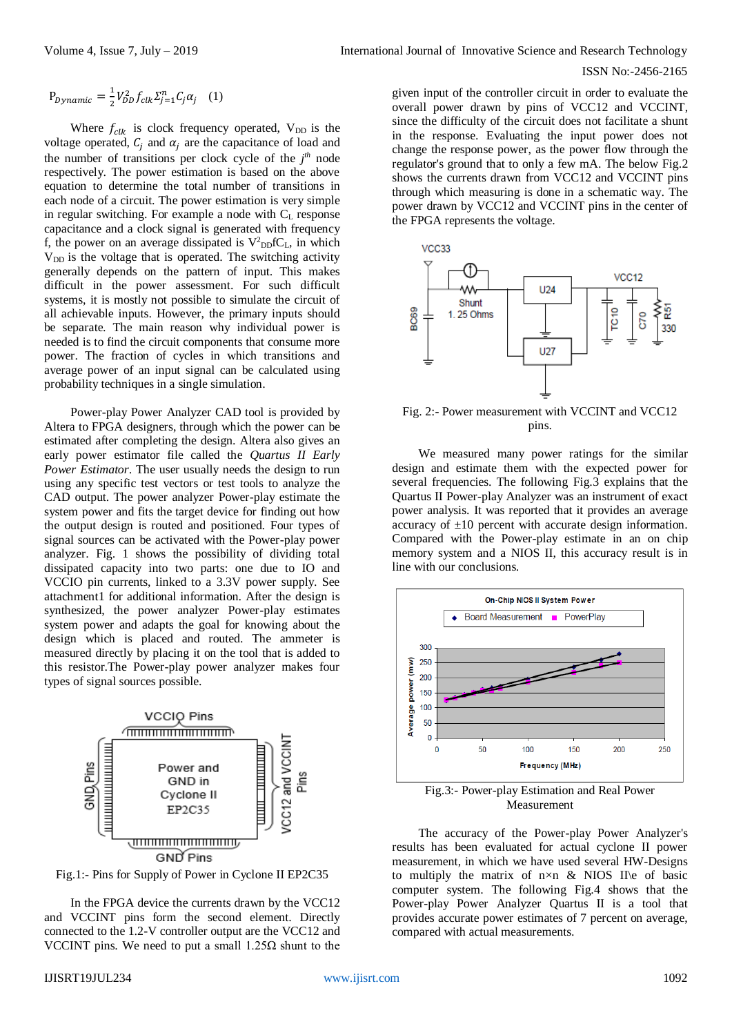$$P_{Dynamic} = \frac{1}{2} V_{DD}^2 f_{clk} \Sigma_{j=1}^{n} C_j \alpha_j \quad (1)$$

Where $f_{clk}$ is clock frequency operated, $V_{DD}$ is the voltage operated, $C_j$ and $\alpha_j$ are the capacitance of load and the number of transitions per clock cycle of the $j^{th}$ node respectively. The power estimation is based on the above equation to determine the total number of transitions in each node of a circuit. The power estimation is very simple in regular switching. For example a node with $C_L$ response capacitance and a clock signal is generated with frequency f, the power on an average dissipated is $V_{DD}^2 fC_L$, in which $V_{DD}$ is the voltage that is operated. The switching activity generally depends on the pattern of input. This makes difficult in the power assessment. For such difficult systems, it is mostly not possible to simulate the circuit of all achievable inputs. However, the primary inputs should be separate. The main reason why individual power is needed is to find the circuit components that consume more power. The fraction of cycles in which transitions and average power of an input signal can be calculated using probability techniques in a single simulation.

Power-play Power Analyzer CAD tool is provided by Altera to FPGA designers, through which the power can be estimated after completing the design. Altera also gives an early power estimator file called the *Quartus II Early Power Estimator*. The user usually needs the design to run using any specific test vectors or test tools to analyze the CAD output. The power analyzer Power-play estimate the system power and fits the target device for finding out how the output design is routed and positioned. Four types of signal sources can be activated with the Power-play power analyzer. Fig. 1 shows the possibility of dividing total dissipated capacity into two parts: one due to IO and VCCIO pin currents, linked to a 3.3V power supply. See attachment1 for additional information. After the design is synthesized, the power analyzer Power-play estimates system power and adapts the goal for knowing about the design which is placed and routed. The ammeter is measured directly by placing it on the tool that is added to this resistor.The Power-play power analyzer makes four types of signal sources possible.

Fig.1:- Pins for Supply of Power in Cyclone II EP2C35

In the FPGA device the currents drawn by the VCC12 and VCCINT pins form the second element. Directly connected to the 1.2-V controller output are the VCC12 and VCCINT pins. We need to put a small 1.25Ω shunt to the given input of the controller circuit in order to evaluate the overall power drawn by pins of VCC12 and VCCINT, since the difficulty of the circuit does not facilitate a shunt in the response. Evaluating the input power does not change the response power, as the power flow through the regulator's ground that to only a few mA. The below Fig.2 shows the currents drawn from VCC12 and VCCINT pins through which measuring is done in a schematic way. The power drawn by VCC12 and VCCINT pins in the center of the FPGA represents the voltage.

Fig. 2:- Power measurement with VCCINT and VCC12 pins.

We measured many power ratings for the similar design and estimate them with the expected power for several frequencies. The following Fig.3 explains that the Quartus II Power-play Analyzer was an instrument of exact power analysis. It was reported that it provides an average accuracy of ±10 percent with accurate design information. Compared with the Power-play estimate in an on chip memory system and a NIOS II, this accuracy result is in line with our conclusions.

Fig.3:- Power-play Estimation and Real Power Measurement

The accuracy of the Power-play Power Analyzer's results has been evaluated for actual cyclone II power measurement, in which we have used several HW-Designs to multiply the matrix of n×n & NIOS II\e of basic computer system. The following Fig.4 shows that the Power-play Power Analyzer Quartus II is a tool that provides accurate power estimates of 7 percent on average, compared with actual measurements.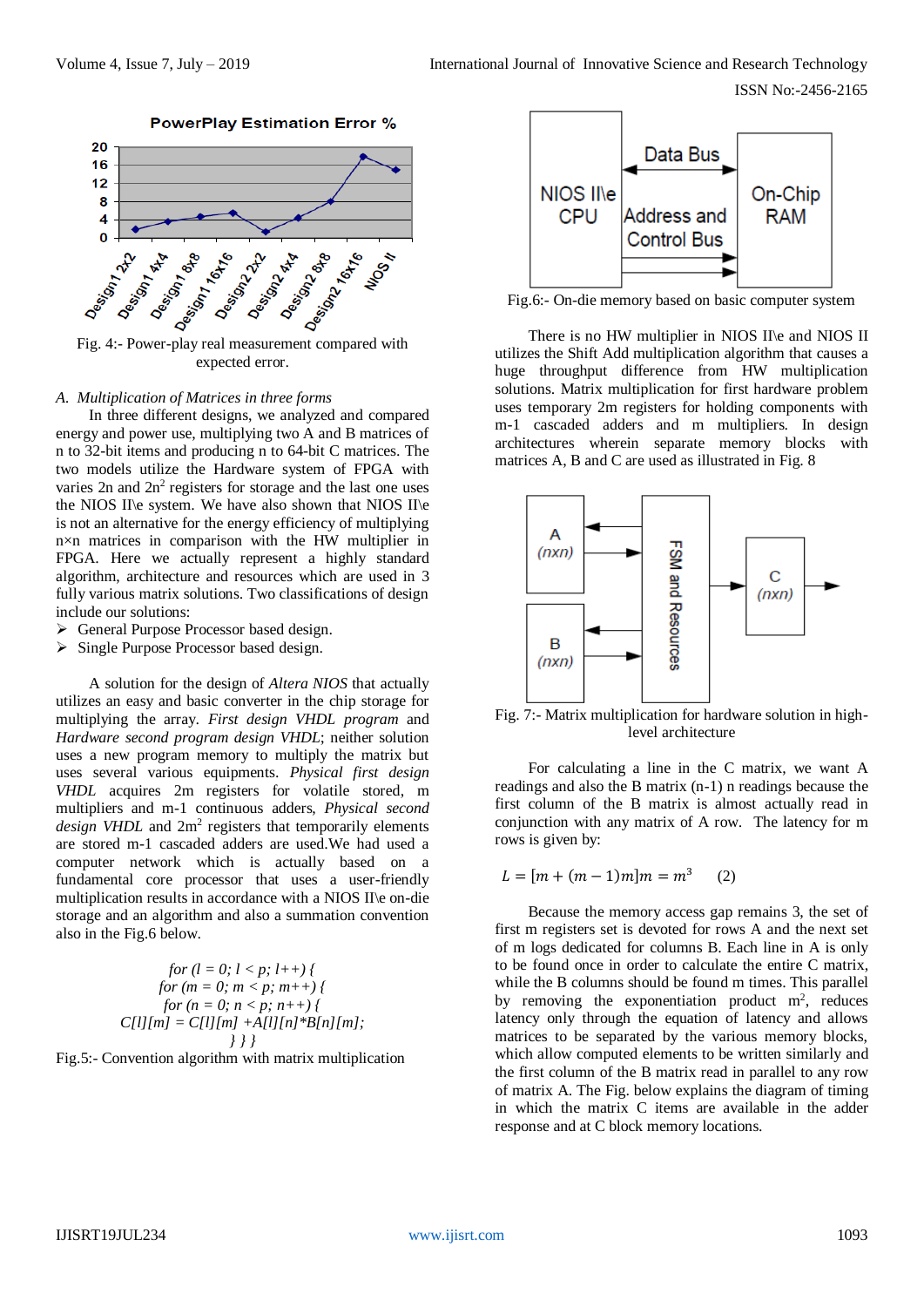Fig. 4:- Power-play real measurement compared with expected error.

### A. Multiplication of Matrices in three forms

In three different designs, we analyzed and compared energy and power use, multiplying two A and B matrices of n to 32-bit items and producing n to 64-bit C matrices. The two models utilize the Hardware system of FPGA with varies 2n and $2n^2$ registers for storage and the last one uses the NIOS II\e system. We have also shown that NIOS II\e is not an alternative for the energy efficiency of multiplying n×n matrices in comparison with the HW multiplier in FPGA. Here we actually represent a highly standard algorithm, architecture and resources which are used in 3 fully various matrix solutions. Two classifications of design include our solutions:

- General Purpose Processor based design.
- Single Purpose Processor based design.

A solution for the design of *Altera NIOS* that actually utilizes an easy and basic converter in the chip storage for multiplying the array. *First design VHDL program* and *Hardware second program design VHDL*; neither solution uses a new program memory to multiply the matrix but uses several various equipments. *Physical first design VHDL* acquires 2m registers for volatile stored, m multipliers and m-1 continuous adders, *Physical second design VHDL* and $2m^2$ registers that temporarily elements are stored m-1 cascaded adders are used.We had used a computer network which is actually based on a fundamental core processor that uses a user-friendly multiplication results in accordance with a NIOS II\e on-die storage and an algorithm and also a summation convention also in the Fig.6 below.

```
for (l = 0; l < p; l++) {
for (m = 0; m < p; m++) {
for (n = 0; n < p; n++) {
C[l][m] = C[l][m] +A[l][n]*B[n][m];
} } }
```

Fig.5:- Convention algorithm with matrix multiplication

Fig.6:- On-die memory based on basic computer system

There is no HW multiplier in NIOS II\e and NIOS II utilizes the Shift Add multiplication algorithm that causes a huge throughput difference from HW multiplication solutions. Matrix multiplication for first hardware problem uses temporary 2m registers for holding components with m-1 cascaded adders and m multipliers. In design architectures wherein separate memory blocks with matrices A, B and C are used as illustrated in Fig. 8

Fig. 7:- Matrix multiplication for hardware solution in high-level architecture

For calculating a line in the C matrix, we want A readings and also the B matrix (n-1) n readings because the first column of the B matrix is almost actually read in conjunction with any matrix of A row. The latency for m rows is given by:

$$L = [m + (m-1)m]m = m^3 \qquad (2)$$

Because the memory access gap remains 3, the set of first m registers set is devoted for rows A and the next set of m logs dedicated for columns B. Each line in A is only to be found once in order to calculate the entire C matrix, while the B columns should be found m times. This parallel by removing the exponentiation product $m^2$, reduces latency only through the equation of latency and allows matrices to be separated by the various memory blocks, which allow computed elements to be written similarly and the first column of the B matrix read in parallel to any row of matrix A. The Fig. below explains the diagram of timing in which the matrix C items are available in the adder response and at C block memory locations.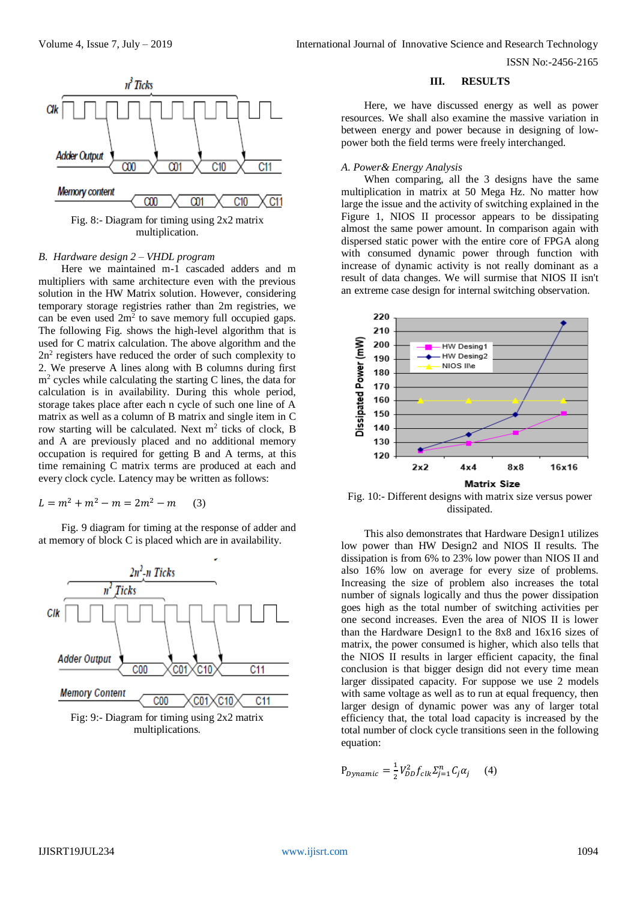Fig. 8:- Diagram for timing using 2x2 matrix multiplication.

### B. Hardware design 2 – VHDL program

Here we maintained m-1 cascaded adders and m multipliers with same architecture even with the previous solution in the HW Matrix solution. However, considering temporary storage registries rather than 2m registries, we can be even used $2m^2$ to save memory full occupied gaps. The following Fig. shows the high-level algorithm that is used for C matrix calculation. The above algorithm and the $2n^2$ registers have reduced the order of such complexity to 2. We preserve A lines along with B columns during first $m^2$ cycles while calculating the starting C lines, the data for calculation is in availability. During this whole period, storage takes place after each n cycle of such one line of A matrix as well as a column of B matrix and single item in C row starting will be calculated. Next $m^2$ ticks of clock, B and A are previously placed and no additional memory occupation is required for getting B and A terms, at this time remaining C matrix terms are produced at each and every clock cycle. Latency may be written as follows:

$$L = m^2 + m^2 - m = 2m^2 - m \qquad (3)$$

Fig. 9 diagram for timing at the response of adder and at memory of block C is placed which are in availability.

Fig: 9:- Diagram for timing using 2x2 matrix multiplications.

## III. RESULTS

Here, we have discussed energy as well as power resources. We shall also examine the massive variation in between energy and power because in designing of low-power both the field terms were freely interchanged.

### A. Power& Energy Analysis

When comparing, all the 3 designs have the same multiplication in matrix at 50 Mega Hz. No matter how large the issue and the activity of switching explained in the Figure 1, NIOS II processor appears to be dissipating almost the same power amount. In comparison again with dispersed static power with the entire core of FPGA along with consumed dynamic power through function with increase of dynamic activity is not really dominant as a result of data changes. We will surmise that NIOS II isn't an extreme case design for internal switching observation.

Fig. 10:- Different designs with matrix size versus power dissipated.

This also demonstrates that Hardware Design1 utilizes low power than HW Design2 and NIOS II results. The dissipation is from 6% to 23% low power than NIOS II and also 16% low on average for every size of problems. Increasing the size of problem also increases the total number of signals logically and thus the power dissipation goes high as the total number of switching activities per one second increases. Even the area of NIOS II is lower than the Hardware Design1 to the 8x8 and 16x16 sizes of matrix, the power consumed is higher, which also tells that the NIOS II results in larger efficient capacity, the final conclusion is that bigger design did not every time mean larger dissipated capacity. For suppose we use 2 models with same voltage as well as to run at equal frequency, then larger design of dynamic power was any of larger total efficiency that, the total load capacity is increased by the total number of clock cycle transitions seen in the following equation:

$$P_{Dynamic} = \frac{1}{2} V_{DD}^2 f_{clk} \Sigma_{j=1}^{n} C_j \alpha_j \qquad (4)$$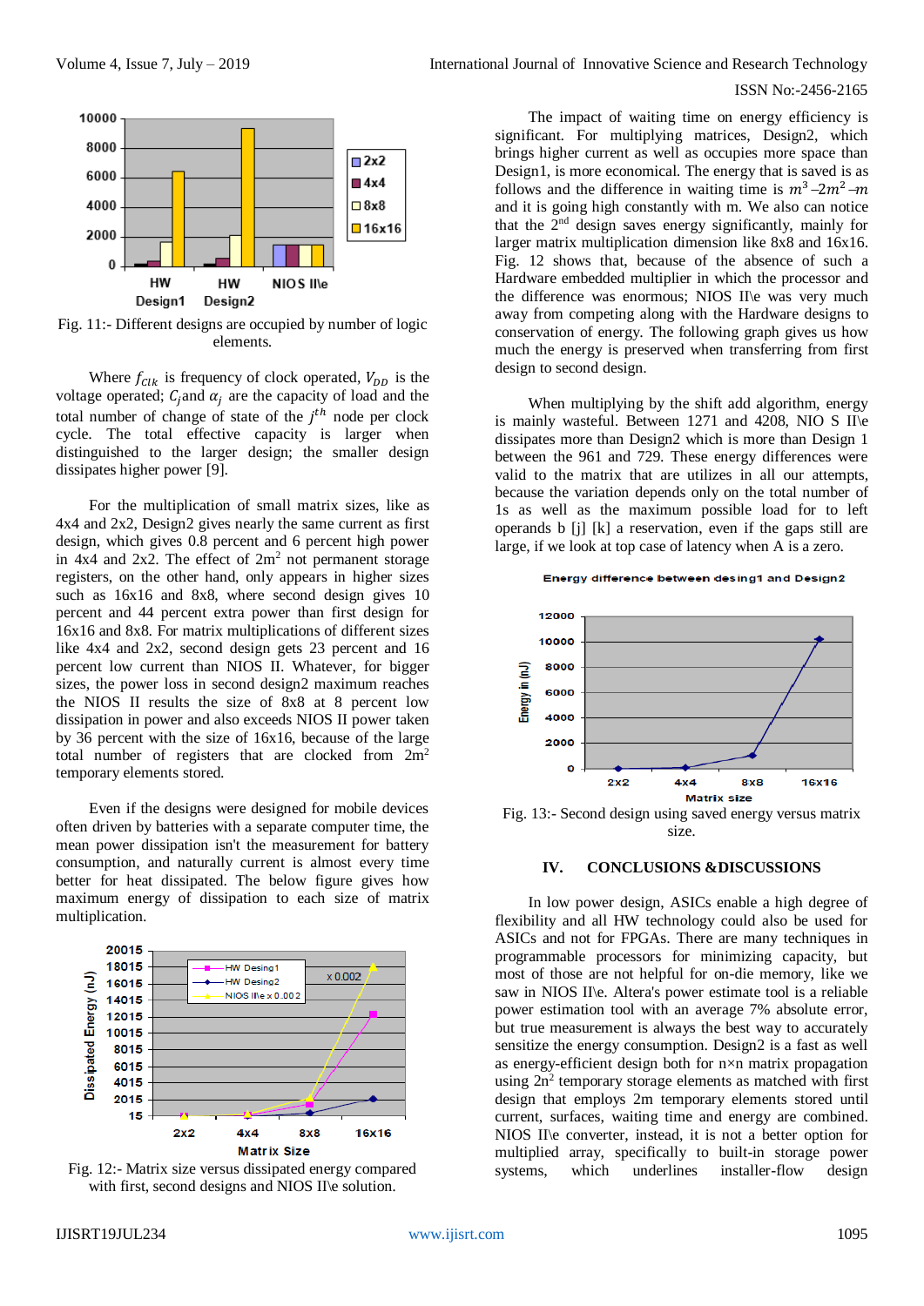Fig. 11:- Different designs are occupied by number of logic elements.

Where $f_{Clk}$ is frequency of clock operated, $V_{DD}$ is the voltage operated; $C_j$and $\alpha_j$ are the capacity of load and the total number of change of state of the $j^{th}$ node per clock cycle. The total effective capacity is larger when distinguished to the larger design; the smaller design dissipates higher power [9].

For the multiplication of small matrix sizes, like as 4x4 and 2x2, Design2 gives nearly the same current as first design, which gives 0.8 percent and 6 percent high power in 4x4 and 2x2. The effect of $2m^2$ not permanent storage registers, on the other hand, only appears in higher sizes such as 16x16 and 8x8, where second design gives 10 percent and 44 percent extra power than first design for 16x16 and 8x8. For matrix multiplications of different sizes like 4x4 and 2x2, second design gets 23 percent and 16 percent low current than NIOS II. Whatever, for bigger sizes, the power loss in second design2 maximum reaches the NIOS II results the size of 8x8 at 8 percent low dissipation in power and also exceeds NIOS II power taken by 36 percent with the size of 16x16, because of the large total number of registers that are clocked from $2m^2$ temporary elements stored.

Even if the designs were designed for mobile devices often driven by batteries with a separate computer time, the mean power dissipation isn't the measurement for battery consumption, and naturally current is almost every time better for heat dissipated. The below figure gives how maximum energy of dissipation to each size of matrix multiplication.

Fig. 12:- Matrix size versus dissipated energy compared with first, second designs and NIOS II\e solution.

The impact of waiting time on energy efficiency is significant. For multiplying matrices, Design2, which brings higher current as well as occupies more space than Design1, is more economical. The energy that is saved is as follows and the difference in waiting time is $m^3 - 2m^2 - m$ and it is going high constantly with m. We also can notice that the 2nd design saves energy significantly, mainly for larger matrix multiplication dimension like 8x8 and 16x16. Fig. 12 shows that, because of the absence of such a Hardware embedded multiplier in which the processor and the difference was enormous; NIOS II\e was very much away from competing along with the Hardware designs to conservation of energy. The following graph gives us how much the energy is preserved when transferring from first design to second design.

When multiplying by the shift add algorithm, energy is mainly wasteful. Between 1271 and 4208, NIO S II\e dissipates more than Design2 which is more than Design 1 between the 961 and 729. These energy differences were valid to the matrix that are utilizes in all our attempts, because the variation depends only on the total number of 1s as well as the maximum possible load for to left operands b [j] [k] a reservation, even if the gaps still are large, if we look at top case of latency when A is a zero.

Fig. 13:- Second design using saved energy versus matrix size.

## IV. CONCLUSIONS &DISCUSSIONS

In low power design, ASICs enable a high degree of flexibility and all HW technology could also be used for ASICs and not for FPGAs. There are many techniques in programmable processors for minimizing capacity, but most of those are not helpful for on-die memory, like we saw in NIOS II\e. Altera's power estimate tool is a reliable power estimation tool with an average 7% absolute error, but true measurement is always the best way to accurately sensitize the energy consumption. Design2 is a fast as well as energy-efficient design both for n×n matrix propagation using $2n^2$ temporary storage elements as matched with first design that employs 2m temporary elements stored until current, surfaces, waiting time and energy are combined. NIOS II\e converter, instead, it is not a better option for multiplied array, specifically to built-in storage power systems, which underlines installer-flow design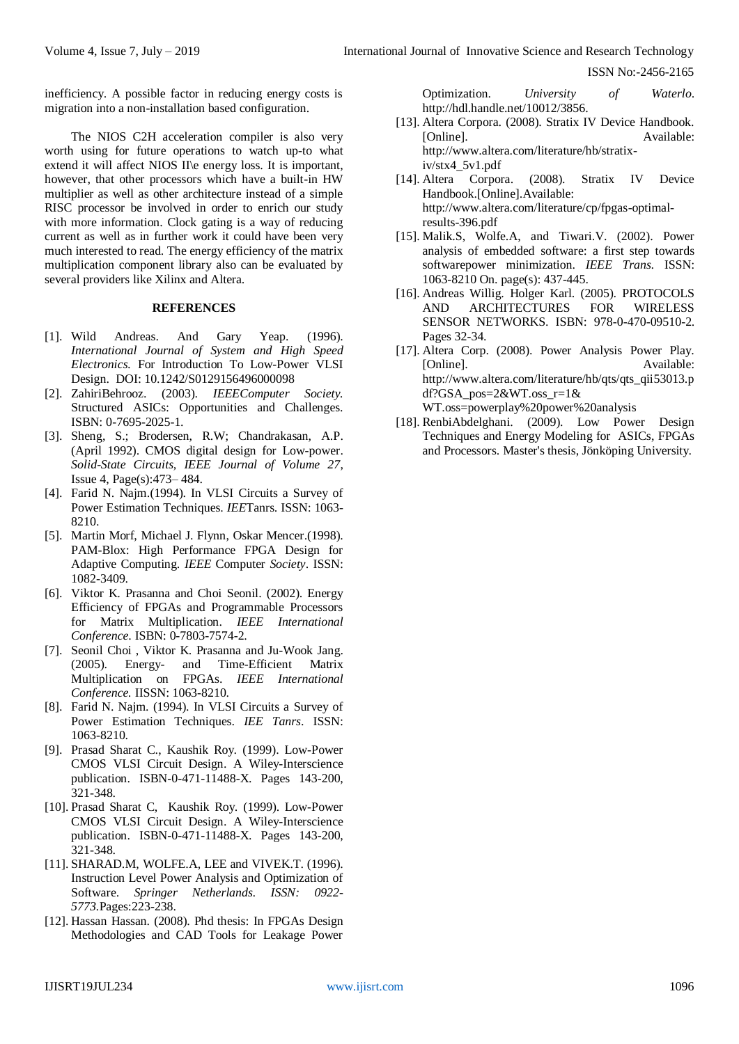inefficiency. A possible factor in reducing energy costs is migration into a non-installation based configuration.

The NIOS C2H acceleration compiler is also very worth using for future operations to watch up-to what extend it will affect NIOS II\e energy loss. It is important, however, that other processors which have a built-in HW multiplier as well as other architecture instead of a simple RISC processor be involved in order to enrich our study with more information. Clock gating is a way of reducing current as well as in further work it could have been very much interested to read. The energy efficiency of the matrix multiplication component library also can be evaluated by several providers like Xilinx and Altera.

## REFERENCES

[1]. Wild Andreas. And Gary Yeap. (1996). *International Journal of System and High Speed Electronics.* For Introduction To Low-Power VLSI Design. DOI: 10.1242/S0129156496000098

[2]. ZahiriBehrooz. (2003). *IEEEComputer Society.* Structured ASICs: Opportunities and Challenges. ISBN: 0-7695-2025-1.

[3]. Sheng, S.; Brodersen, R.W; Chandrakasan, A.P. (April 1992). CMOS digital design for Low-power. *Solid-State Circuits, IEEE Journal of Volume 27,* Issue 4, Page(s):473– 484.

[4]. Farid N. Najm.(1994). In VLSI Circuits a Survey of Power Estimation Techniques. *IEE*Tanrs. ISSN: 1063-8210.

[5]. Martin Morf, Michael J. Flynn, Oskar Mencer.(1998). PAM-Blox: High Performance FPGA Design for Adaptive Computing. *IEEE* Computer *Society*. ISSN: 1082-3409.

[6]. Viktor K. Prasanna and Choi Seonil. (2002). Energy Efficiency of FPGAs and Programmable Processors for Matrix Multiplication. *IEEE International Conference.* ISBN: 0-7803-7574-2.

[7]. Seonil Choi , Viktor K. Prasanna and Ju-Wook Jang. (2005). Energy- and Time-Efficient Matrix Multiplication on FPGAs. *IEEE International Conference.* IISSN: 1063-8210.

[8]. Farid N. Najm. (1994). In VLSI Circuits a Survey of Power Estimation Techniques. *IEE Tanrs*. ISSN: 1063-8210.

[9]. Prasad Sharat C., Kaushik Roy. (1999). Low-Power CMOS VLSI Circuit Design. A Wiley-Interscience publication. ISBN-0-471-11488-X. Pages 143-200, 321-348.

[10]. Prasad Sharat C, Kaushik Roy. (1999). Low-Power CMOS VLSI Circuit Design. A Wiley-Interscience publication. ISBN-0-471-11488-X. Pages 143-200, 321-348.

[11]. SHARAD.M, WOLFE.A, LEE and VIVEK.T. (1996). Instruction Level Power Analysis and Optimization of Software. *Springer Netherlands. ISSN: 0922-5773.*Pages:223-238.

[12]. Hassan Hassan. (2008). Phd thesis: In FPGAs Design Methodologies and CAD Tools for Leakage Power Optimization. *University of Waterlo.* http://hdl.handle.net/10012/3856.

[13]. Altera Corpora. (2008). Stratix IV Device Handbook. [Online]. Available: http://www.altera.com/literature/hb/stratix-iv/stx4_5v1.pdf

[14]. Altera Corpora. (2008). Stratix IV Device Handbook.[Online].Available: http://www.altera.com/literature/cp/fpgas-optimal-results-396.pdf

[15]. Malik.S, Wolfe.A, and Tiwari.V. (2002). Power analysis of embedded software: a first step towards softwarepower minimization. *IEEE Trans.* ISSN: 1063-8210 On. page(s): 437-445.

[16]. Andreas Willig. Holger Karl. (2005). PROTOCOLS AND ARCHITECTURES FOR WIRELESS SENSOR NETWORKS. ISBN: 978-0-470-09510-2. Pages 32-34.

[17]. Altera Corp. (2008). Power Analysis Power Play. [Online]. Available: http://www.altera.com/literature/hb/qts/qts_qii53013.pdf?GSA_pos=2&WT.oss_r=1&WT.oss=powerplay%20power%20analysis

[18]. RenbiAbdelghani. (2009). Low Power Design Techniques and Energy Modeling for ASICs, FPGAs and Processors. Master's thesis, Jönköping University.